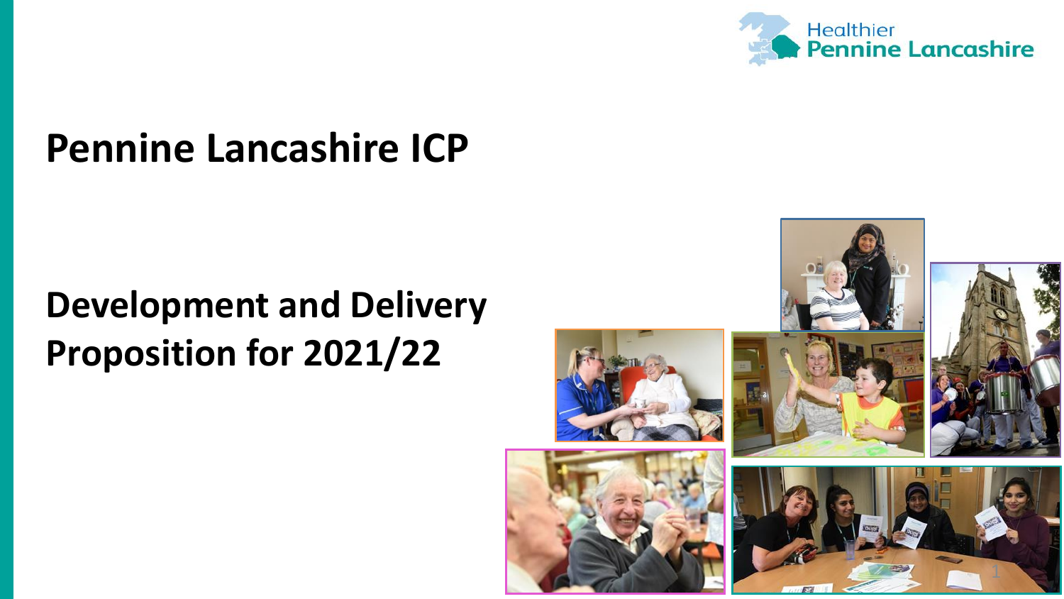Healthier Pennine Lancashire

# Pennine Lancashire ICP

## Development and Delivery Proposition for 2021/22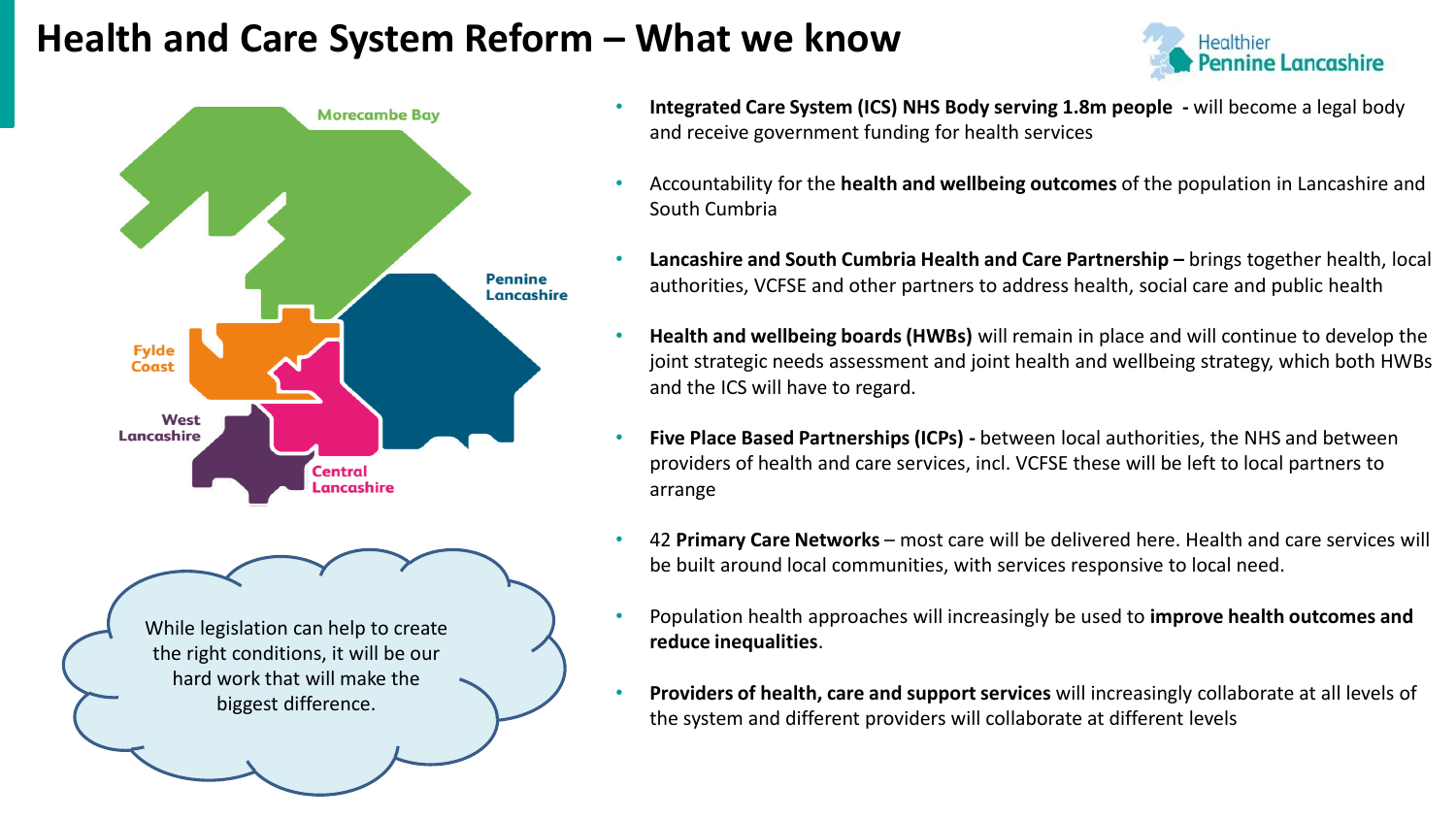# Health and Care System Reform – What we know

Healthier Pennine Lancashire

Morecambe Bay

Pennine Lancashire

Fylde Coast

West Lancashire

Central Lancashire

While legislation can help to create the right conditions, it will be our hard work that will make the biggest difference.

- **Integrated Care System (ICS) NHS Body serving 1.8m people -** will become a legal body and receive government funding for health services
- Accountability for the **health and wellbeing outcomes** of the population in Lancashire and South Cumbria
- **Lancashire and South Cumbria Health and Care Partnership –** brings together health, local authorities, VCFSE and other partners to address health, social care and public health
- **Health and wellbeing boards (HWBs)** will remain in place and will continue to develop the joint strategic needs assessment and joint health and wellbeing strategy, which both HWBs and the ICS will have to regard.
- **Five Place Based Partnerships (ICPs) -** between local authorities, the NHS and between providers of health and care services, incl. VCFSE these will be left to local partners to arrange
- 42 **Primary Care Networks** – most care will be delivered here. Health and care services will be built around local communities, with services responsive to local need.
- Population health approaches will increasingly be used to **improve health outcomes and reduce inequalities**.
- **Providers of health, care and support services** will increasingly collaborate at all levels of the system and different providers will collaborate at different levels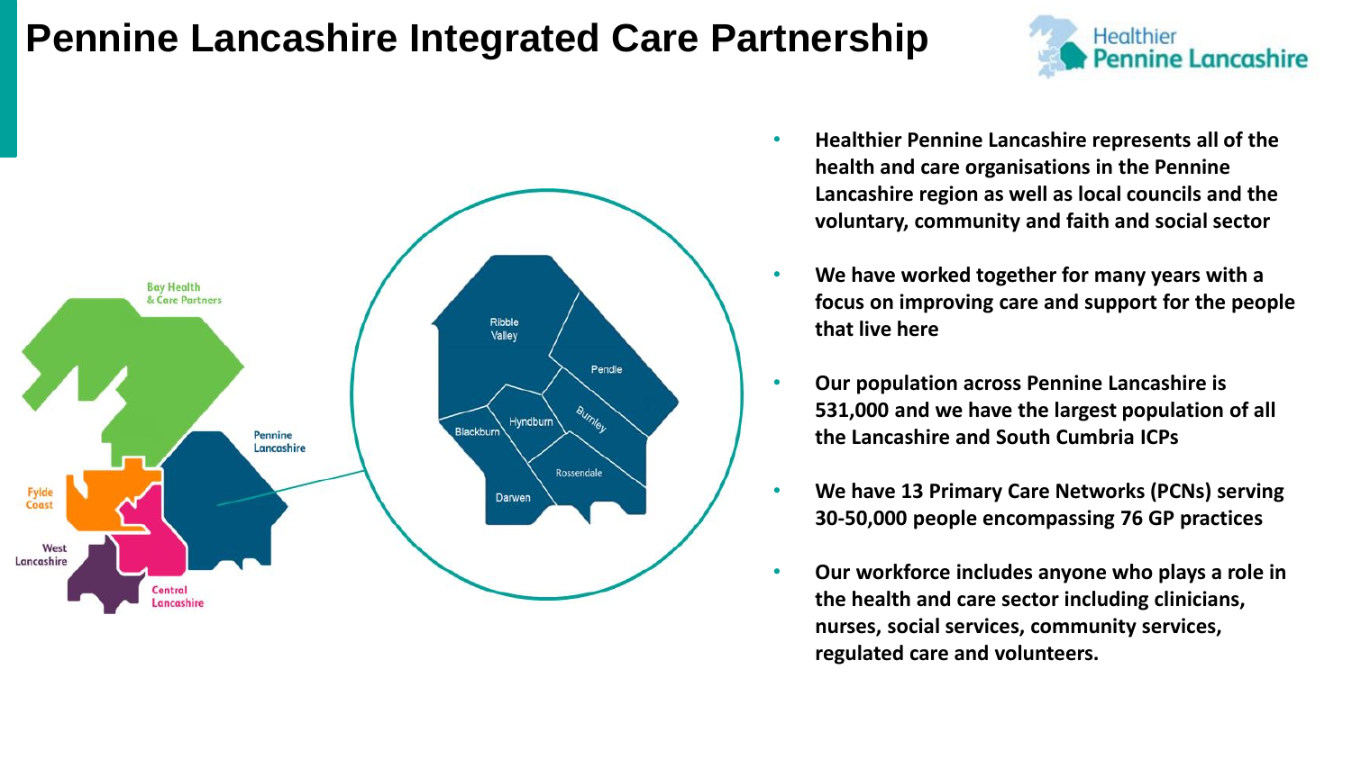# Pennine Lancashire Integrated Care Partnership

- **Healthier Pennine Lancashire represents all of the health and care organisations in the Pennine Lancashire region as well as local councils and the voluntary, community and faith and social sector**
- **We have worked together for many years with a focus on improving care and support for the people that live here**
- **Our population across Pennine Lancashire is 531,000 and we have the largest population of all the Lancashire and South Cumbria ICPs**
- **We have 13 Primary Care Networks (PCNs) serving 30-50,000 people encompassing 76 GP practices**
- **Our workforce includes anyone who plays a role in the health and care sector including clinicians, nurses, social services, community services, regulated care and volunteers.**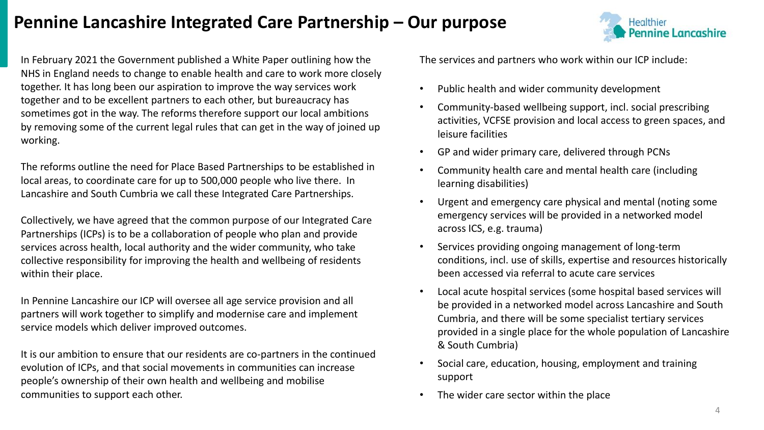# Pennine Lancashire Integrated Care Partnership – Our purpose

In February 2021 the Government published a White Paper outlining how the NHS in England needs to change to enable health and care to work more closely together. It has long been our aspiration to improve the way services work together and to be excellent partners to each other, but bureaucracy has sometimes got in the way. The reforms therefore support our local ambitions by removing some of the current legal rules that can get in the way of joined up working.

The reforms outline the need for Place Based Partnerships to be established in local areas, to coordinate care for up to 500,000 people who live there. In Lancashire and South Cumbria we call these Integrated Care Partnerships.

Collectively, we have agreed that the common purpose of our Integrated Care Partnerships (ICPs) is to be a collaboration of people who plan and provide services across health, local authority and the wider community, who take collective responsibility for improving the health and wellbeing of residents within their place.

In Pennine Lancashire our ICP will oversee all age service provision and all partners will work together to simplify and modernise care and implement service models which deliver improved outcomes.

It is our ambition to ensure that our residents are co-partners in the continued evolution of ICPs, and that social movements in communities can increase people's ownership of their own health and wellbeing and mobilise communities to support each other.

The services and partners who work within our ICP include:

- Public health and wider community development
- Community-based wellbeing support, incl. social prescribing activities, VCFSE provision and local access to green spaces, and leisure facilities
- GP and wider primary care, delivered through PCNs
- Community health care and mental health care (including learning disabilities)
- Urgent and emergency care physical and mental (noting some emergency services will be provided in a networked model across ICS, e.g. trauma)
- Services providing ongoing management of long-term conditions, incl. use of skills, expertise and resources historically been accessed via referral to acute care services
- Local acute hospital services (some hospital based services will be provided in a networked model across Lancashire and South Cumbria, and there will be some specialist tertiary services provided in a single place for the whole population of Lancashire & South Cumbria)
- Social care, education, housing, employment and training support
- The wider care sector within the place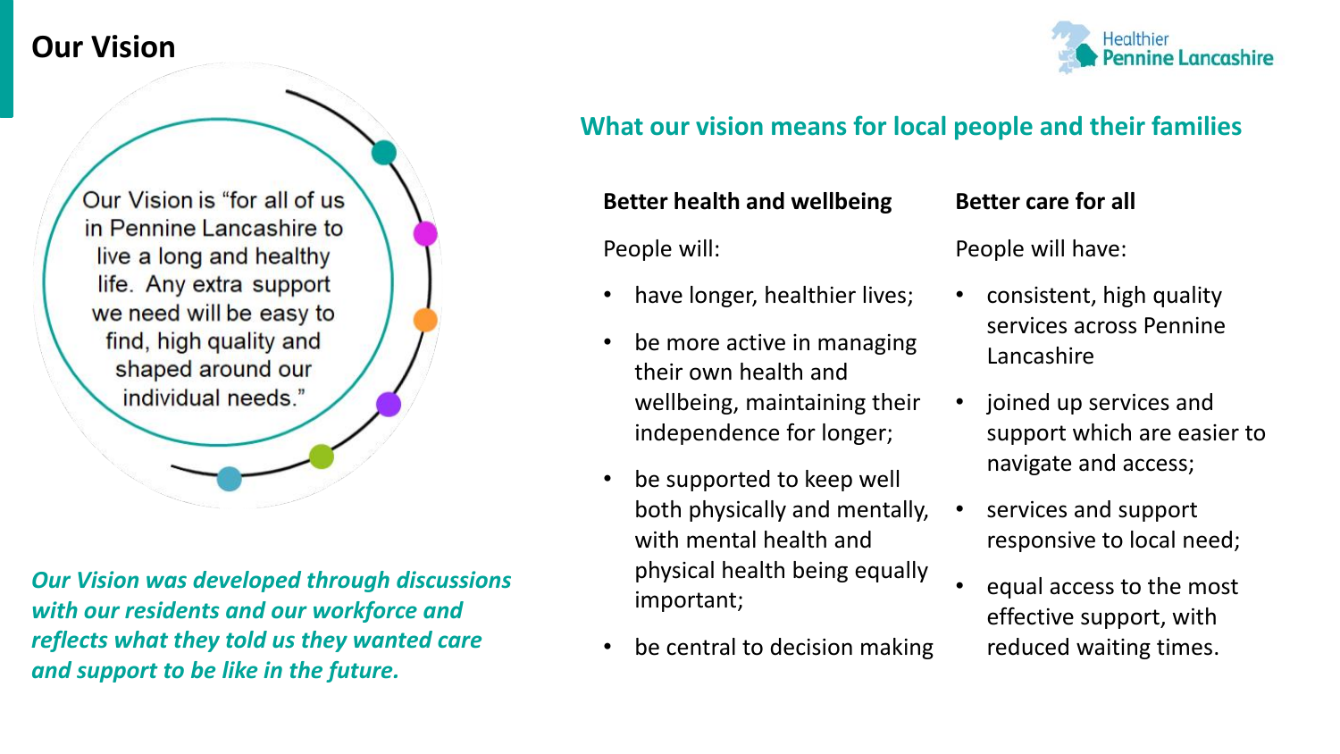# Our Vision

Our Vision is "for all of us in Pennine Lancashire to live a long and healthy life. Any extra support we need will be easy to find, high quality and shaped around our individual needs."

*Our Vision was developed through discussions with our residents and our workforce and reflects what they told us they wanted care and support to be like in the future.*

## What our vision means for local people and their families

**Better health and wellbeing**

People will:

- have longer, healthier lives;
- be more active in managing their own health and wellbeing, maintaining their independence for longer;
- be supported to keep well both physically and mentally, with mental health and physical health being equally important;
- be central to decision making

**Better care for all**

People will have:

- consistent, high quality services across Pennine Lancashire
- joined up services and support which are easier to navigate and access;
- services and support responsive to local need;
- equal access to the most effective support, with reduced waiting times.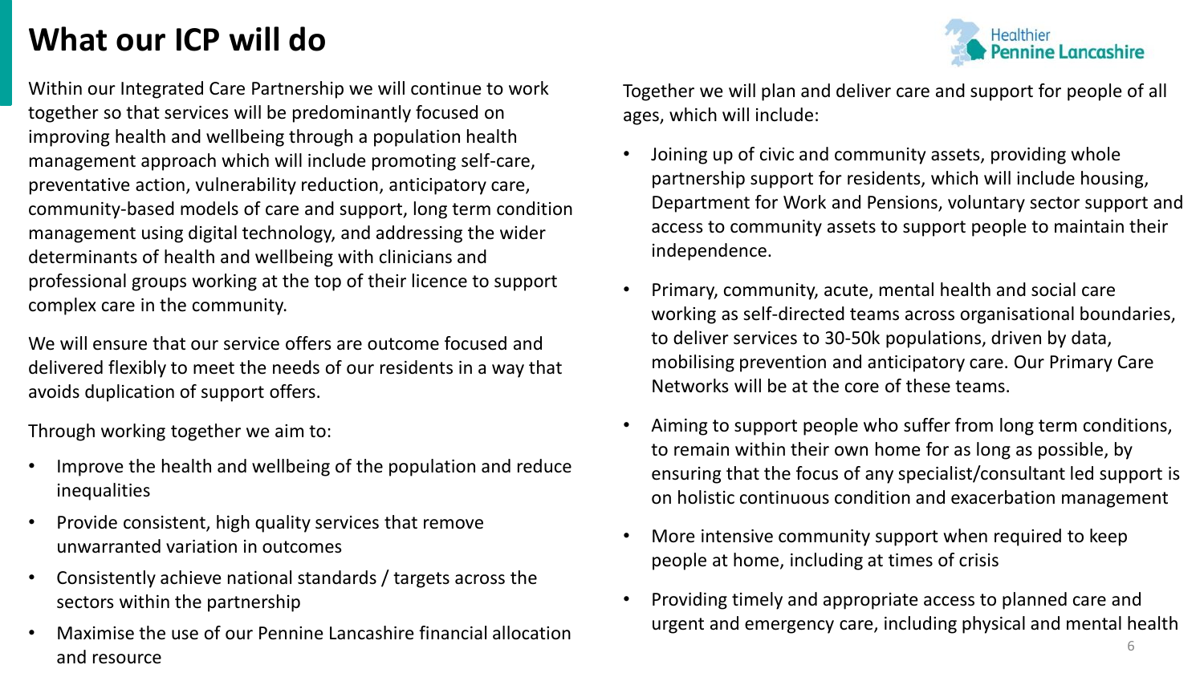# What our ICP will do

Within our Integrated Care Partnership we will continue to work together so that services will be predominantly focused on improving health and wellbeing through a population health management approach which will include promoting self-care, preventative action, vulnerability reduction, anticipatory care, community-based models of care and support, long term condition management using digital technology, and addressing the wider determinants of health and wellbeing with clinicians and professional groups working at the top of their licence to support complex care in the community.

We will ensure that our service offers are outcome focused and delivered flexibly to meet the needs of our residents in a way that avoids duplication of support offers.

Through working together we aim to:

- Improve the health and wellbeing of the population and reduce inequalities
- Provide consistent, high quality services that remove unwarranted variation in outcomes
- Consistently achieve national standards / targets across the sectors within the partnership
- Maximise the use of our Pennine Lancashire financial allocation and resource

Together we will plan and deliver care and support for people of all ages, which will include:

- Joining up of civic and community assets, providing whole partnership support for residents, which will include housing, Department for Work and Pensions, voluntary sector support and access to community assets to support people to maintain their independence.
- Primary, community, acute, mental health and social care working as self-directed teams across organisational boundaries, to deliver services to 30-50k populations, driven by data, mobilising prevention and anticipatory care. Our Primary Care Networks will be at the core of these teams.
- Aiming to support people who suffer from long term conditions, to remain within their own home for as long as possible, by ensuring that the focus of any specialist/consultant led support is on holistic continuous condition and exacerbation management
- More intensive community support when required to keep people at home, including at times of crisis
- Providing timely and appropriate access to planned care and urgent and emergency care, including physical and mental health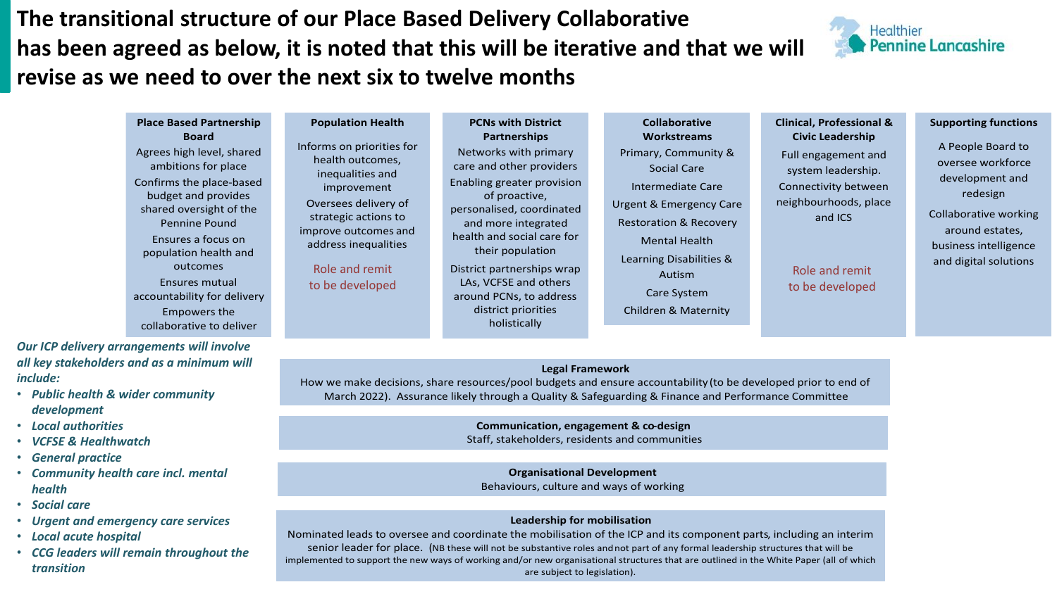# The transitional structure of our Place Based Delivery Collaborative has been agreed as below, it is noted that this will be iterative and that we will revise as we need to over the next six to twelve months

**Place Based Partnership Board**

Agrees high level, shared ambitions for place

Confirms the place-based budget and provides shared oversight of the Pennine Pound

Ensures a focus on population health and outcomes

Ensures mutual accountability for delivery

Empowers the collaborative to deliver

**Population Health**

Informs on priorities for health outcomes, inequalities and improvement

Oversees delivery of strategic actions to improve outcomes and address inequalities

Role and remit to be developed

**PCNs with District Partnerships**

Networks with primary care and other providers

Enabling greater provision of proactive, personalised, coordinated and more integrated health and social care for their population

District partnerships wrap LAs, VCFSE and others around PCNs, to address district priorities holistically

**Collaborative Workstreams**

Primary, Community & Social Care

Intermediate Care

Urgent & Emergency Care

Restoration & Recovery

Mental Health

Learning Disabilities & Autism

Care System

Children & Maternity

**Clinical, Professional & Civic Leadership**

Full engagement and system leadership. Connectivity between neighbourhoods, place and ICS

Role and remit to be developed

**Supporting functions**

A People Board to oversee workforce development and redesign

Collaborative working around estates, business intelligence and digital solutions

***Our ICP delivery arrangements will involve all key stakeholders and as a minimum will include:***

- *Public health & wider community development*
- *Local authorities*
- *VCFSE & Healthwatch*
- *General practice*
- *Community health care incl. mental health*
- *Social care*
- *Urgent and emergency care services*
- *Local acute hospital*
- *CCG leaders will remain throughout the transition*

**Legal Framework**

How we make decisions, share resources/pool budgets and ensure accountability (to be developed prior to end of March 2022). Assurance likely through a Quality & Safeguarding & Finance and Performance Committee

**Communication, engagement & co-design**

Staff, stakeholders, residents and communities

**Organisational Development**

Behaviours, culture and ways of working

**Leadership for mobilisation**

Nominated leads to oversee and coordinate the mobilisation of the ICP and its component parts, including an interim senior leader for place. (NB these will not be substantive roles and not part of any formal leadership structures that will be implemented to support the new ways of working and/or new organisational structures that are outlined in the White Paper (all of which are subject to legislation).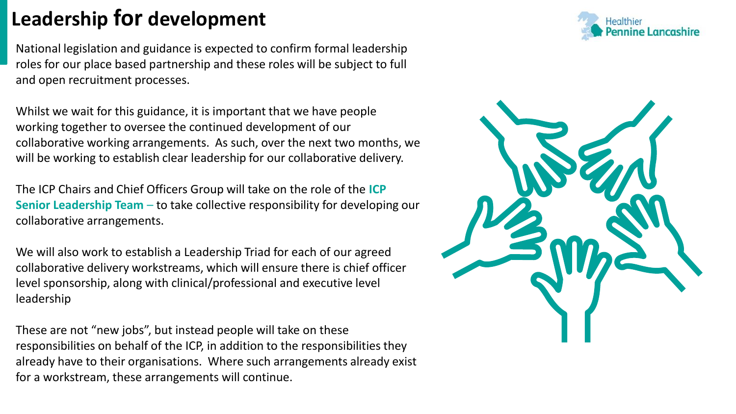# Leadership for development

National legislation and guidance is expected to confirm formal leadership roles for our place based partnership and these roles will be subject to full and open recruitment processes.

Whilst we wait for this guidance, it is important that we have people working together to oversee the continued development of our collaborative working arrangements. As such, over the next two months, we will be working to establish clear leadership for our collaborative delivery.

The ICP Chairs and Chief Officers Group will take on the role of the **ICP Senior Leadership Team** – to take collective responsibility for developing our collaborative arrangements.

We will also work to establish a Leadership Triad for each of our agreed collaborative delivery workstreams, which will ensure there is chief officer level sponsorship, along with clinical/professional and executive level leadership

These are not "new jobs", but instead people will take on these responsibilities on behalf of the ICP, in addition to the responsibilities they already have to their organisations. Where such arrangements already exist for a workstream, these arrangements will continue.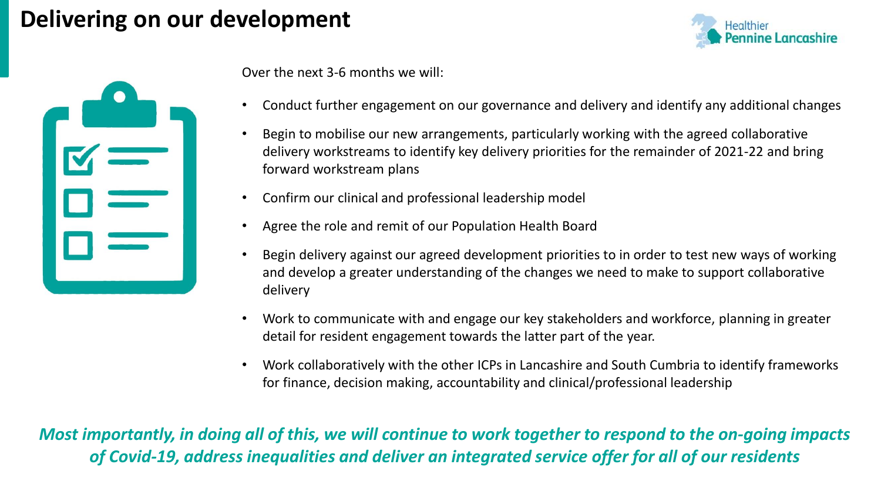# Delivering on our development

Over the next 3-6 months we will:

- Conduct further engagement on our governance and delivery and identify any additional changes
- Begin to mobilise our new arrangements, particularly working with the agreed collaborative delivery workstreams to identify key delivery priorities for the remainder of 2021-22 and bring forward workstream plans
- Confirm our clinical and professional leadership model
- Agree the role and remit of our Population Health Board
- Begin delivery against our agreed development priorities to in order to test new ways of working and develop a greater understanding of the changes we need to make to support collaborative delivery
- Work to communicate with and engage our key stakeholders and workforce, planning in greater detail for resident engagement towards the latter part of the year.
- Work collaboratively with the other ICPs in Lancashire and South Cumbria to identify frameworks for finance, decision making, accountability and clinical/professional leadership

***Most importantly, in doing all of this, we will continue to work together to respond to the on-going impacts of Covid-19, address inequalities and deliver an integrated service offer for all of our residents***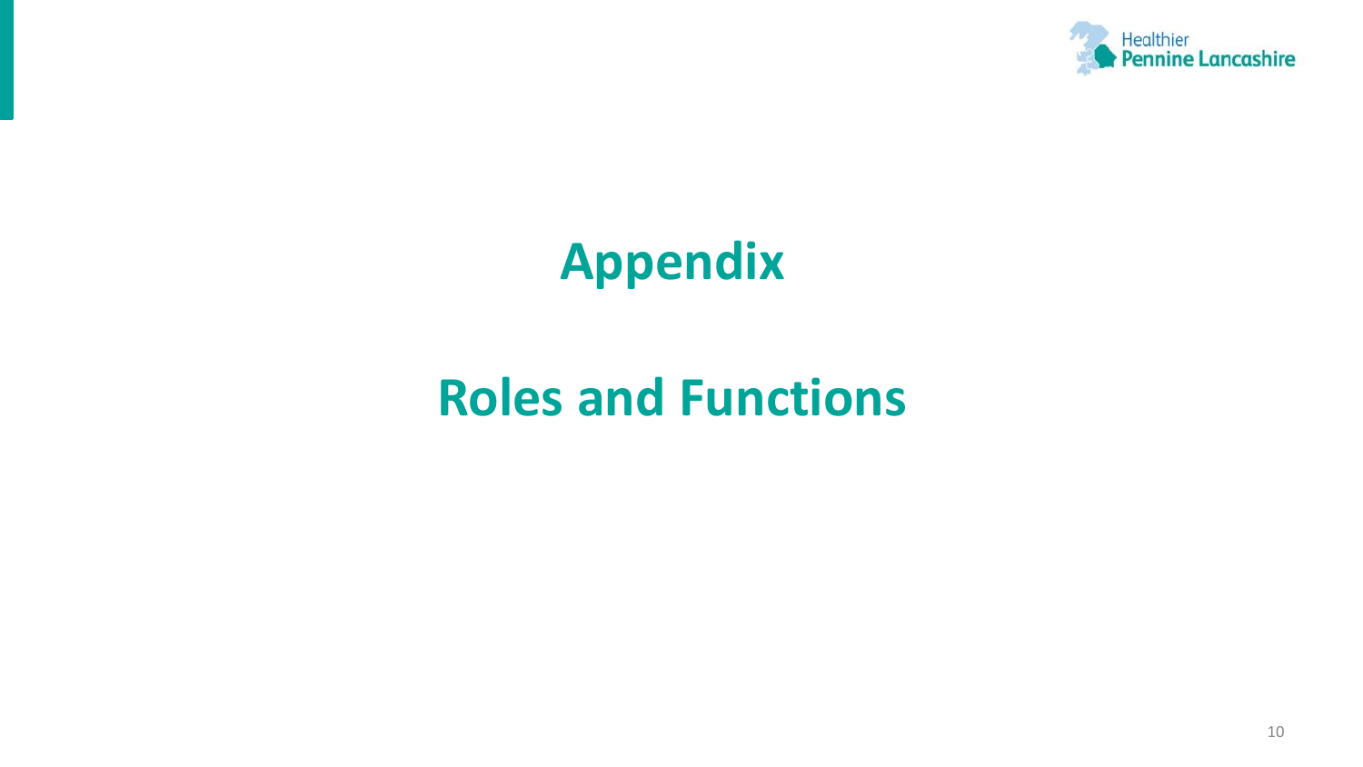# Appendix

# Roles and Functions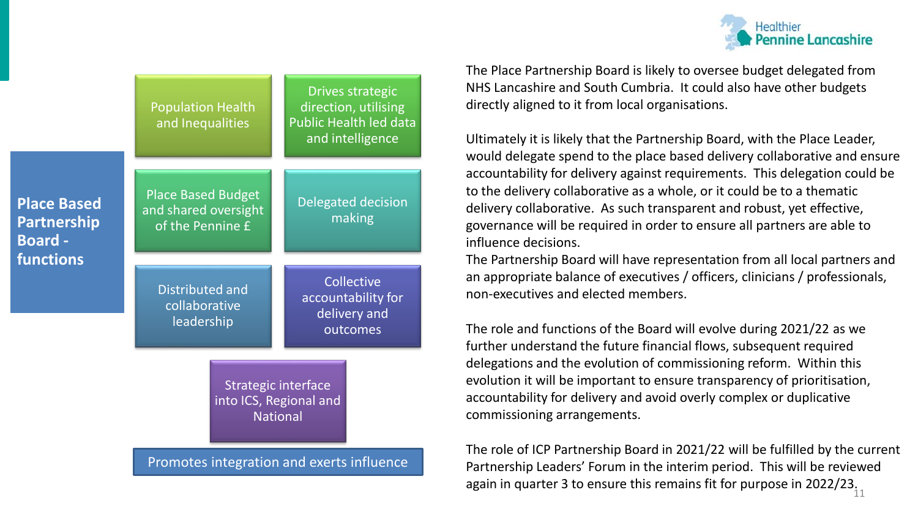## Place Based Partnership Board - functions

- Population Health and Inequalities
- Drives strategic direction, utilising Public Health led data and intelligence
- Place Based Budget and shared oversight of the Pennine £
- Delegated decision making
- Distributed and collaborative leadership
- Collective accountability for delivery and outcomes
- Strategic interface into ICS, Regional and National

**Promotes integration and exerts influence**

The Place Partnership Board is likely to oversee budget delegated from NHS Lancashire and South Cumbria. It could also have other budgets directly aligned to it from local organisations.

Ultimately it is likely that the Partnership Board, with the Place Leader, would delegate spend to the place based delivery collaborative and ensure accountability for delivery against requirements. This delegation could be to the delivery collaborative as a whole, or it could be to a thematic delivery collaborative. As such transparent and robust, yet effective, governance will be required in order to ensure all partners are able to influence decisions.

The Partnership Board will have representation from all local partners and an appropriate balance of executives / officers, clinicians / professionals, non-executives and elected members.

The role and functions of the Board will evolve during 2021/22 as we further understand the future financial flows, subsequent required delegations and the evolution of commissioning reform. Within this evolution it will be important to ensure transparency of prioritisation, accountability for delivery and avoid overly complex or duplicative commissioning arrangements.

The role of ICP Partnership Board in 2021/22 will be fulfilled by the current Partnership Leaders' Forum in the interim period. This will be reviewed again in quarter 3 to ensure this remains fit for purpose in 2022/23.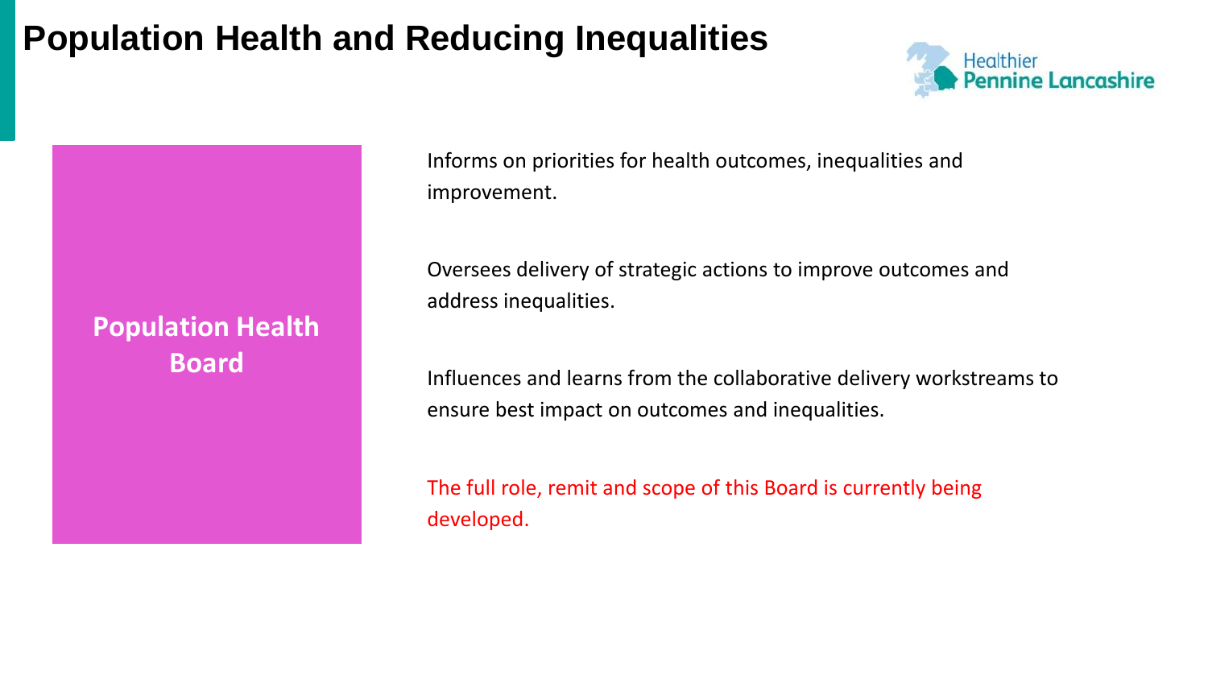# Population Health and Reducing Inequalities

Healthier Pennine Lancashire

**Population Health Board**

Informs on priorities for health outcomes, inequalities and improvement.

Oversees delivery of strategic actions to improve outcomes and address inequalities.

Influences and learns from the collaborative delivery workstreams to ensure best impact on outcomes and inequalities.

The full role, remit and scope of this Board is currently being developed.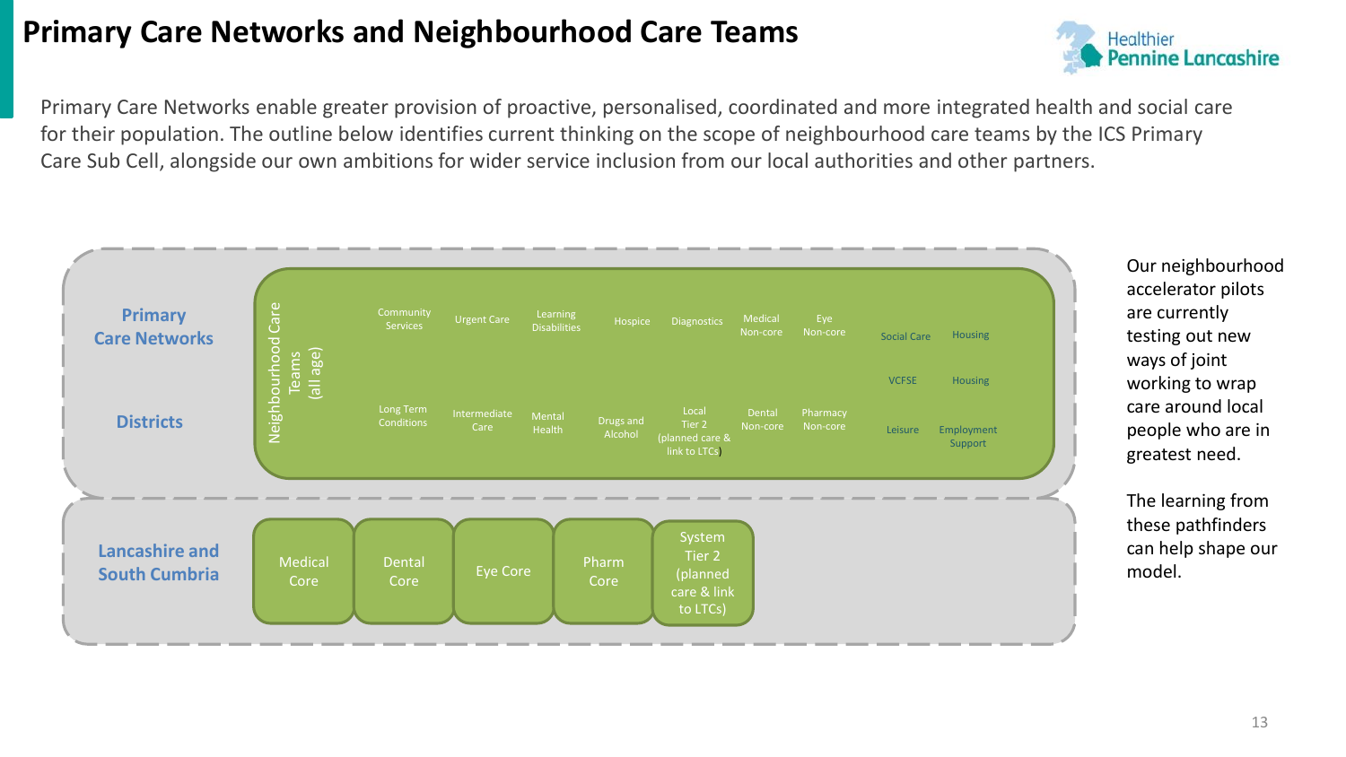# Primary Care Networks and Neighbourhood Care Teams

Primary Care Networks enable greater provision of proactive, personalised, coordinated and more integrated health and social care for their population. The outline below identifies current thinking on the scope of neighbourhood care teams by the ICS Primary Care Sub Cell, alongside our own ambitions for wider service inclusion from our local authorities and other partners.

**Primary Care Networks**

**Districts**

Neighbourhood Care Teams (all age)

- Community Services
- Urgent Care
- Learning Disabilities
- Hospice
- Diagnostics
- Medical Non-core
- Eye Non-core
- Social Care
- Housing
- VCFSE
- Housing
- Long Term Conditions
- Intermediate Care
- Mental Health
- Drugs and Alcohol
- Local Tier 2 (planned care & link to LTCs)
- Dental Non-core
- Pharmacy Non-core
- Leisure
- Employment Support

**Lancashire and South Cumbria**

- Medical Core
- Dental Core
- Eye Core
- Pharm Core
- System Tier 2 (planned care & link to LTCs)

Our neighbourhood accelerator pilots are currently testing out new ways of joint working to wrap care around local people who are in greatest need.

The learning from these pathfinders can help shape our model.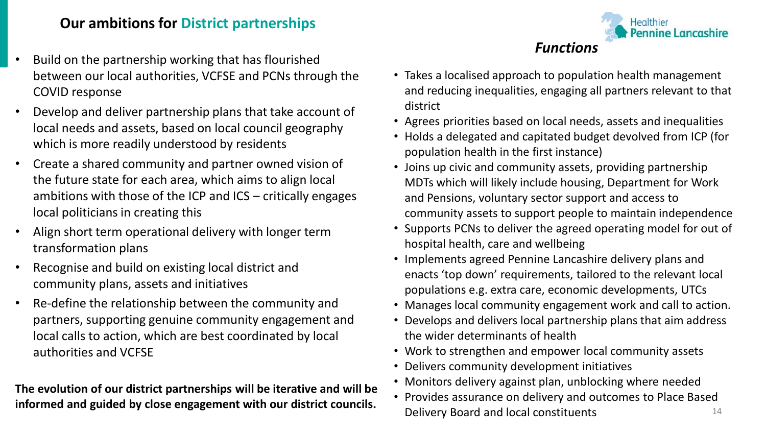## Our ambitions for District partnerships

- Build on the partnership working that has flourished between our local authorities, VCFSE and PCNs through the COVID response
- Develop and deliver partnership plans that take account of local needs and assets, based on local council geography which is more readily understood by residents
- Create a shared community and partner owned vision of the future state for each area, which aims to align local ambitions with those of the ICP and ICS – critically engages local politicians in creating this
- Align short term operational delivery with longer term transformation plans
- Recognise and build on existing local district and community plans, assets and initiatives
- Re-define the relationship between the community and partners, supporting genuine community engagement and local calls to action, which are best coordinated by local authorities and VCFSE

**The evolution of our district partnerships will be iterative and will be informed and guided by close engagement with our district councils.**

### *Functions*

- Takes a localised approach to population health management and reducing inequalities, engaging all partners relevant to that district
- Agrees priorities based on local needs, assets and inequalities
- Holds a delegated and capitated budget devolved from ICP (for population health in the first instance)
- Joins up civic and community assets, providing partnership MDTs which will likely include housing, Department for Work and Pensions, voluntary sector support and access to community assets to support people to maintain independence
- Supports PCNs to deliver the agreed operating model for out of hospital health, care and wellbeing
- Implements agreed Pennine Lancashire delivery plans and enacts 'top down' requirements, tailored to the relevant local populations e.g. extra care, economic developments, UTCs
- Manages local community engagement work and call to action.
- Develops and delivers local partnership plans that aim address the wider determinants of health
- Work to strengthen and empower local community assets
- Delivers community development initiatives
- Monitors delivery against plan, unblocking where needed
- Provides assurance on delivery and outcomes to Place Based Delivery Board and local constituents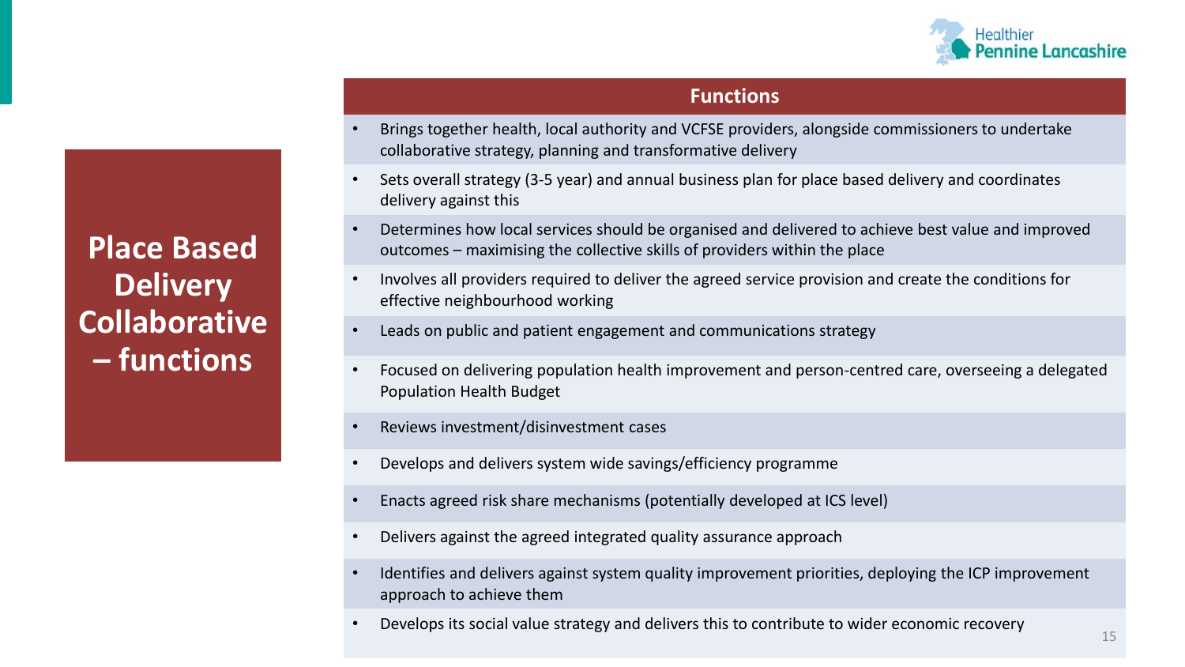# Place Based Delivery Collaborative – functions

## Functions

- Brings together health, local authority and VCFSE providers, alongside commissioners to undertake collaborative strategy, planning and transformative delivery
- Sets overall strategy (3-5 year) and annual business plan for place based delivery and coordinates delivery against this
- Determines how local services should be organised and delivered to achieve best value and improved outcomes – maximising the collective skills of providers within the place
- Involves all providers required to deliver the agreed service provision and create the conditions for effective neighbourhood working
- Leads on public and patient engagement and communications strategy
- Focused on delivering population health improvement and person-centred care, overseeing a delegated Population Health Budget
- Reviews investment/disinvestment cases
- Develops and delivers system wide savings/efficiency programme
- Enacts agreed risk share mechanisms (potentially developed at ICS level)
- Delivers against the agreed integrated quality assurance approach
- Identifies and delivers against system quality improvement priorities, deploying the ICP improvement approach to achieve them
- Develops its social value strategy and delivers this to contribute to wider economic recovery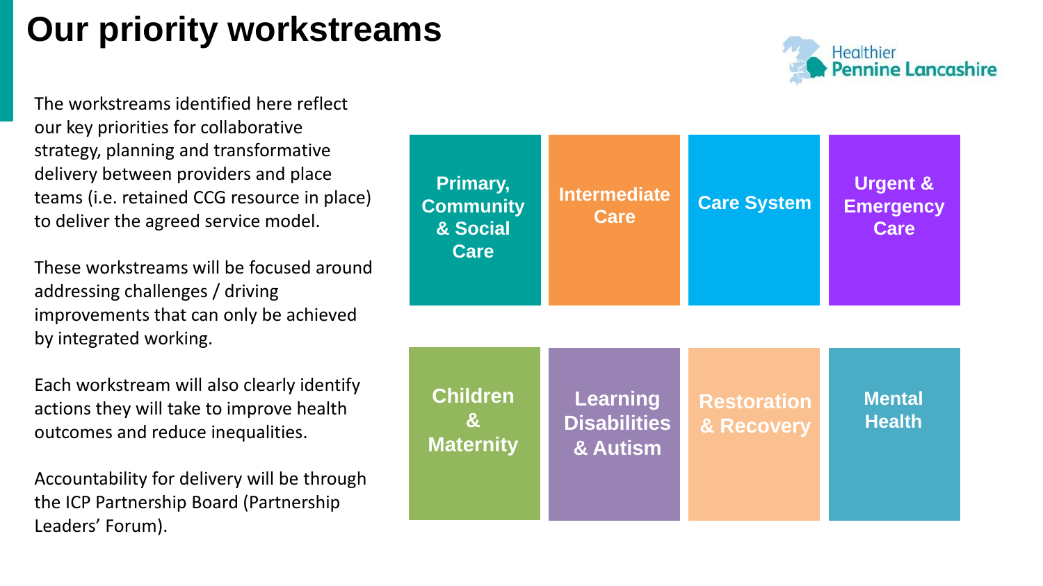# Our priority workstreams

Healthier Pennine Lancashire

The workstreams identified here reflect our key priorities for collaborative strategy, planning and transformative delivery between providers and place teams (i.e. retained CCG resource in place) to deliver the agreed service model.

These workstreams will be focused around addressing challenges / driving improvements that can only be achieved by integrated working.

Each workstream will also clearly identify actions they will take to improve health outcomes and reduce inequalities.

Accountability for delivery will be through the ICP Partnership Board (Partnership Leaders' Forum).

- **Primary, Community & Social Care**
- **Intermediate Care**
- **Care System**
- **Urgent & Emergency Care**
- **Children & Maternity**
- **Learning Disabilities & Autism**
- **Restoration & Recovery**
- **Mental Health**